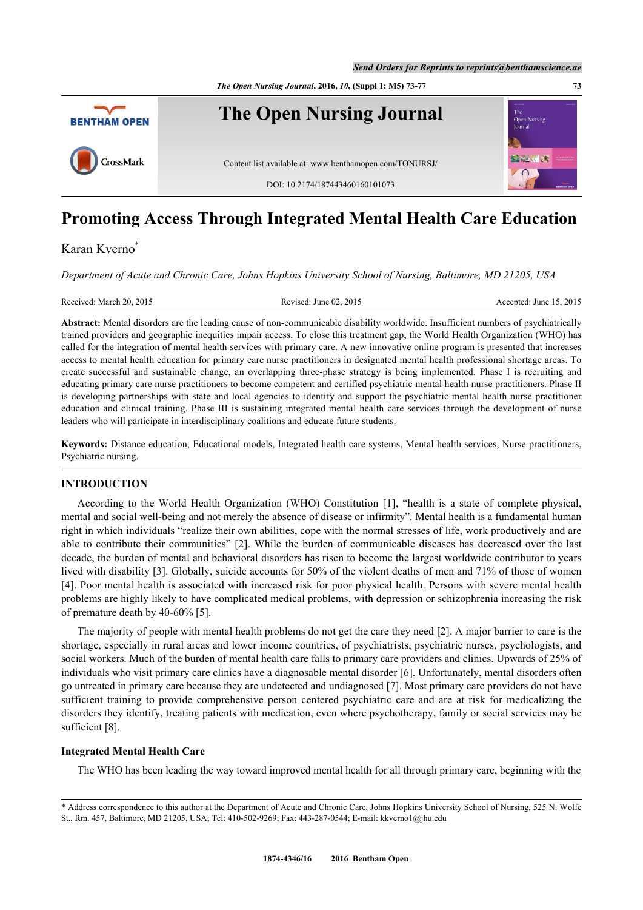# Promoting Access Through Integrated Mental Health Care Education

Karan Kverno*

*Department of Acute and Chronic Care, Johns Hopkins University School of Nursing, Baltimore, MD 21205, USA*

Received: March 20, 2015 Revised: June 02, 2015 Accepted: June 15, 2015

**Abstract:** Mental disorders are the leading cause of non-communicable disability worldwide. Insufficient numbers of psychiatrically trained providers and geographic inequities impair access. To close this treatment gap, the World Health Organization (WHO) has called for the integration of mental health services with primary care. A new innovative online program is presented that increases access to mental health education for primary care nurse practitioners in designated mental health professional shortage areas. To create successful and sustainable change, an overlapping three-phase strategy is being implemented. Phase I is recruiting and educating primary care nurse practitioners to become competent and certified psychiatric mental health nurse practitioners. Phase II is developing partnerships with state and local agencies to identify and support the psychiatric mental health nurse practitioner education and clinical training. Phase III is sustaining integrated mental health care services through the development of nurse leaders who will participate in interdisciplinary coalitions and educate future students.

**Keywords:** Distance education, Educational models, Integrated health care systems, Mental health services, Nurse practitioners, Psychiatric nursing.

## INTRODUCTION

According to the World Health Organization (WHO) Constitution [1], "health is a state of complete physical, mental and social well-being and not merely the absence of disease or infirmity". Mental health is a fundamental human right in which individuals "realize their own abilities, cope with the normal stresses of life, work productively and are able to contribute their communities" [2]. While the burden of communicable diseases has decreased over the last decade, the burden of mental and behavioral disorders has risen to become the largest worldwide contributor to years lived with disability [3]. Globally, suicide accounts for 50% of the violent deaths of men and 71% of those of women [4]. Poor mental health is associated with increased risk for poor physical health. Persons with severe mental health problems are highly likely to have complicated medical problems, with depression or schizophrenia increasing the risk of premature death by 40-60% [5].

The majority of people with mental health problems do not get the care they need [2]. A major barrier to care is the shortage, especially in rural areas and lower income countries, of psychiatrists, psychiatric nurses, psychologists, and social workers. Much of the burden of mental health care falls to primary care providers and clinics. Upwards of 25% of individuals who visit primary care clinics have a diagnosable mental disorder [6]. Unfortunately, mental disorders often go untreated in primary care because they are undetected and undiagnosed [7]. Most primary care providers do not have sufficient training to provide comprehensive person centered psychiatric care and are at risk for medicalizing the disorders they identify, treating patients with medication, even where psychotherapy, family or social services may be sufficient [8].

### Integrated Mental Health Care

The WHO has been leading the way toward improved mental health for all through primary care, beginning with the

---

\* Address correspondence to this author at the Department of Acute and Chronic Care, Johns Hopkins University School of Nursing, 525 N. Wolfe St., Rm. 457, Baltimore, MD 21205, USA; Tel: 410-502-9269; Fax: 443-287-0544; E-mail: kkverno1@jhu.edu

1874-4346/16 2016 Bentham Open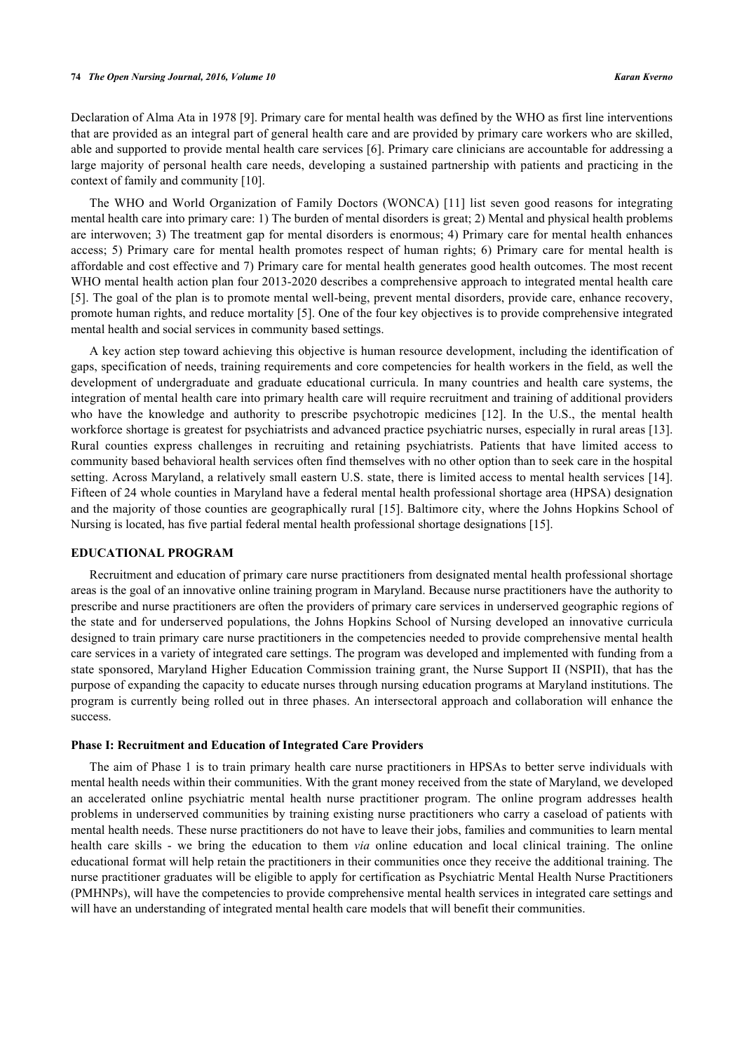Declaration of Alma Ata in 1978 [9]. Primary care for mental health was defined by the WHO as first line interventions that are provided as an integral part of general health care and are provided by primary care workers who are skilled, able and supported to provide mental health care services [6]. Primary care clinicians are accountable for addressing a large majority of personal health care needs, developing a sustained partnership with patients and practicing in the context of family and community [10].

The WHO and World Organization of Family Doctors (WONCA) [11] list seven good reasons for integrating mental health care into primary care: 1) The burden of mental disorders is great; 2) Mental and physical health problems are interwoven; 3) The treatment gap for mental disorders is enormous; 4) Primary care for mental health enhances access; 5) Primary care for mental health promotes respect of human rights; 6) Primary care for mental health is affordable and cost effective and 7) Primary care for mental health generates good health outcomes. The most recent WHO mental health action plan four 2013-2020 describes a comprehensive approach to integrated mental health care [5]. The goal of the plan is to promote mental well-being, prevent mental disorders, provide care, enhance recovery, promote human rights, and reduce mortality [5]. One of the four key objectives is to provide comprehensive integrated mental health and social services in community based settings.

A key action step toward achieving this objective is human resource development, including the identification of gaps, specification of needs, training requirements and core competencies for health workers in the field, as well the development of undergraduate and graduate educational curricula. In many countries and health care systems, the integration of mental health care into primary health care will require recruitment and training of additional providers who have the knowledge and authority to prescribe psychotropic medicines [12]. In the U.S., the mental health workforce shortage is greatest for psychiatrists and advanced practice psychiatric nurses, especially in rural areas [13]. Rural counties express challenges in recruiting and retaining psychiatrists. Patients that have limited access to community based behavioral health services often find themselves with no other option than to seek care in the hospital setting. Across Maryland, a relatively small eastern U.S. state, there is limited access to mental health services [14]. Fifteen of 24 whole counties in Maryland have a federal mental health professional shortage area (HPSA) designation and the majority of those counties are geographically rural [15]. Baltimore city, where the Johns Hopkins School of Nursing is located, has five partial federal mental health professional shortage designations [15].

## EDUCATIONAL PROGRAM

Recruitment and education of primary care nurse practitioners from designated mental health professional shortage areas is the goal of an innovative online training program in Maryland. Because nurse practitioners have the authority to prescribe and nurse practitioners are often the providers of primary care services in underserved geographic regions of the state and for underserved populations, the Johns Hopkins School of Nursing developed an innovative curricula designed to train primary care nurse practitioners in the competencies needed to provide comprehensive mental health care services in a variety of integrated care settings. The program was developed and implemented with funding from a state sponsored, Maryland Higher Education Commission training grant, the Nurse Support II (NSPII), that has the purpose of expanding the capacity to educate nurses through nursing education programs at Maryland institutions. The program is currently being rolled out in three phases. An intersectoral approach and collaboration will enhance the success.

### Phase I: Recruitment and Education of Integrated Care Providers

The aim of Phase 1 is to train primary health care nurse practitioners in HPSAs to better serve individuals with mental health needs within their communities. With the grant money received from the state of Maryland, we developed an accelerated online psychiatric mental health nurse practitioner program. The online program addresses health problems in underserved communities by training existing nurse practitioners who carry a caseload of patients with mental health needs. These nurse practitioners do not have to leave their jobs, families and communities to learn mental health care skills - we bring the education to them *via* online education and local clinical training. The online educational format will help retain the practitioners in their communities once they receive the additional training. The nurse practitioner graduates will be eligible to apply for certification as Psychiatric Mental Health Nurse Practitioners (PMHNPs), will have the competencies to provide comprehensive mental health services in integrated care settings and will have an understanding of integrated mental health care models that will benefit their communities.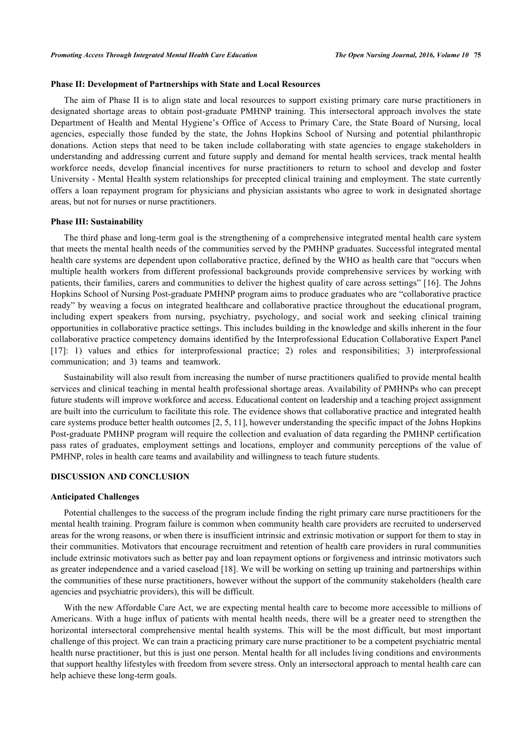### Phase II: Development of Partnerships with State and Local Resources

The aim of Phase II is to align state and local resources to support existing primary care nurse practitioners in designated shortage areas to obtain post-graduate PMHNP training. This intersectoral approach involves the state Department of Health and Mental Hygiene's Office of Access to Primary Care, the State Board of Nursing, local agencies, especially those funded by the state, the Johns Hopkins School of Nursing and potential philanthropic donations. Action steps that need to be taken include collaborating with state agencies to engage stakeholders in understanding and addressing current and future supply and demand for mental health services, track mental health workforce needs, develop financial incentives for nurse practitioners to return to school and develop and foster University - Mental Health system relationships for precepted clinical training and employment. The state currently offers a loan repayment program for physicians and physician assistants who agree to work in designated shortage areas, but not for nurses or nurse practitioners.

### Phase III: Sustainability

The third phase and long-term goal is the strengthening of a comprehensive integrated mental health care system that meets the mental health needs of the communities served by the PMHNP graduates. Successful integrated mental health care systems are dependent upon collaborative practice, defined by the WHO as health care that "occurs when multiple health workers from different professional backgrounds provide comprehensive services by working with patients, their families, carers and communities to deliver the highest quality of care across settings" [16]. The Johns Hopkins School of Nursing Post-graduate PMHNP program aims to produce graduates who are "collaborative practice ready" by weaving a focus on integrated healthcare and collaborative practice throughout the educational program, including expert speakers from nursing, psychiatry, psychology, and social work and seeking clinical training opportunities in collaborative practice settings. This includes building in the knowledge and skills inherent in the four collaborative practice competency domains identified by the Interprofessional Education Collaborative Expert Panel [17]: 1) values and ethics for interprofessional practice; 2) roles and responsibilities; 3) interprofessional communication; and 3) teams and teamwork.

Sustainability will also result from increasing the number of nurse practitioners qualified to provide mental health services and clinical teaching in mental health professional shortage areas. Availability of PMHNPs who can precept future students will improve workforce and access. Educational content on leadership and a teaching project assignment are built into the curriculum to facilitate this role. The evidence shows that collaborative practice and integrated health care systems produce better health outcomes [2, 5, 11], however understanding the specific impact of the Johns Hopkins Post-graduate PMHNP program will require the collection and evaluation of data regarding the PMHNP certification pass rates of graduates, employment settings and locations, employer and community perceptions of the value of PMHNP, roles in health care teams and availability and willingness to teach future students.

## DISCUSSION AND CONCLUSION

### Anticipated Challenges

Potential challenges to the success of the program include finding the right primary care nurse practitioners for the mental health training. Program failure is common when community health care providers are recruited to underserved areas for the wrong reasons, or when there is insufficient intrinsic and extrinsic motivation or support for them to stay in their communities. Motivators that encourage recruitment and retention of health care providers in rural communities include extrinsic motivators such as better pay and loan repayment options or forgiveness and intrinsic motivators such as greater independence and a varied caseload [18]. We will be working on setting up training and partnerships within the communities of these nurse practitioners, however without the support of the community stakeholders (health care agencies and psychiatric providers), this will be difficult.

With the new Affordable Care Act, we are expecting mental health care to become more accessible to millions of Americans. With a huge influx of patients with mental health needs, there will be a greater need to strengthen the horizontal intersectoral comprehensive mental health systems. This will be the most difficult, but most important challenge of this project. We can train a practicing primary care nurse practitioner to be a competent psychiatric mental health nurse practitioner, but this is just one person. Mental health for all includes living conditions and environments that support healthy lifestyles with freedom from severe stress. Only an intersectoral approach to mental health care can help achieve these long-term goals.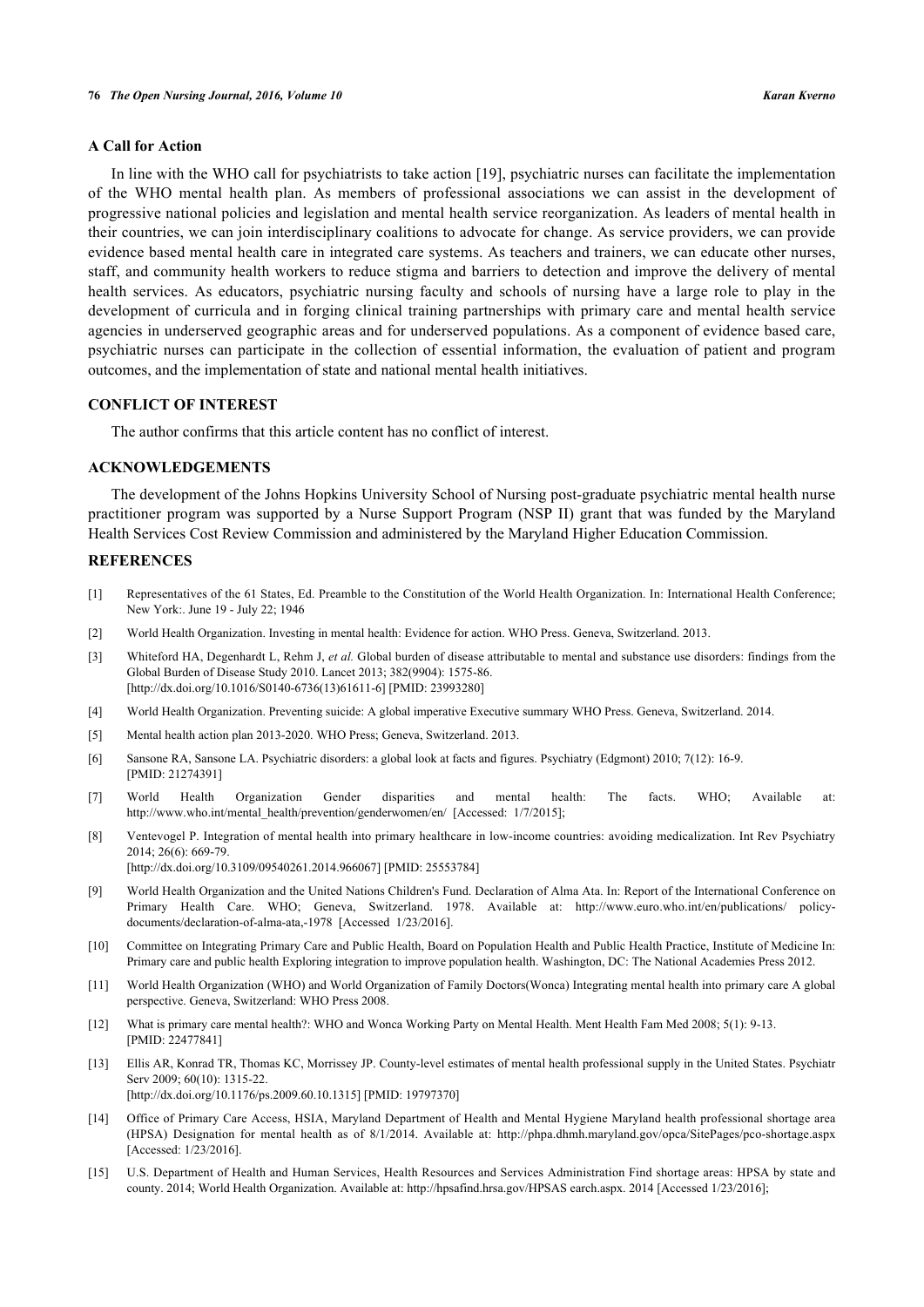### A Call for Action

In line with the WHO call for psychiatrists to take action [19], psychiatric nurses can facilitate the implementation of the WHO mental health plan. As members of professional associations we can assist in the development of progressive national policies and legislation and mental health service reorganization. As leaders of mental health in their countries, we can join interdisciplinary coalitions to advocate for change. As service providers, we can provide evidence based mental health care in integrated care systems. As teachers and trainers, we can educate other nurses, staff, and community health workers to reduce stigma and barriers to detection and improve the delivery of mental health services. As educators, psychiatric nursing faculty and schools of nursing have a large role to play in the development of curricula and in forging clinical training partnerships with primary care and mental health service agencies in underserved geographic areas and for underserved populations. As a component of evidence based care, psychiatric nurses can participate in the collection of essential information, the evaluation of patient and program outcomes, and the implementation of state and national mental health initiatives.

## CONFLICT OF INTEREST

The author confirms that this article content has no conflict of interest.

## ACKNOWLEDGEMENTS

The development of the Johns Hopkins University School of Nursing post-graduate psychiatric mental health nurse practitioner program was supported by a Nurse Support Program (NSP II) grant that was funded by the Maryland Health Services Cost Review Commission and administered by the Maryland Higher Education Commission.

## REFERENCES

[1] Representatives of the 61 States, Ed. Preamble to the Constitution of the World Health Organization. In: International Health Conference; New York:. June 19 - July 22; 1946

[2] World Health Organization. Investing in mental health: Evidence for action. WHO Press. Geneva, Switzerland. 2013.

[3] Whiteford HA, Degenhardt L, Rehm J, *et al.* Global burden of disease attributable to mental and substance use disorders: findings from the Global Burden of Disease Study 2010. Lancet 2013; 382(9904): 1575-86. [http://dx.doi.org/10.1016/S0140-6736(13)61611-6] [PMID: 23993280]

[4] World Health Organization. Preventing suicide: A global imperative Executive summary WHO Press. Geneva, Switzerland. 2014.

[5] Mental health action plan 2013-2020. WHO Press; Geneva, Switzerland. 2013.

[6] Sansone RA, Sansone LA. Psychiatric disorders: a global look at facts and figures. Psychiatry (Edgmont) 2010; 7(12): 16-9. [PMID: 21274391]

[7] World Health Organization Gender disparities and mental health: The facts. WHO; Available at: http://www.who.int/mental_health/prevention/genderwomen/en/ [Accessed: 1/7/2015];

[8] Ventevogel P. Integration of mental health into primary healthcare in low-income countries: avoiding medicalization. Int Rev Psychiatry 2014; 26(6): 669-79. [http://dx.doi.org/10.3109/09540261.2014.966067] [PMID: 25553784]

[9] World Health Organization and the United Nations Children's Fund. Declaration of Alma Ata. In: Report of the International Conference on Primary Health Care. WHO; Geneva, Switzerland. 1978. Available at: http://www.euro.who.int/en/publications/ policy-documents/declaration-of-alma-ata,-1978 [Accessed 1/23/2016].

[10] Committee on Integrating Primary Care and Public Health, Board on Population Health and Public Health Practice, Institute of Medicine In: Primary care and public health Exploring integration to improve population health. Washington, DC: The National Academies Press 2012.

[11] World Health Organization (WHO) and World Organization of Family Doctors(Wonca) Integrating mental health into primary care A global perspective. Geneva, Switzerland: WHO Press 2008.

[12] What is primary care mental health?: WHO and Wonca Working Party on Mental Health. Ment Health Fam Med 2008; 5(1): 9-13. [PMID: 22477841]

[13] Ellis AR, Konrad TR, Thomas KC, Morrissey JP. County-level estimates of mental health professional supply in the United States. Psychiatr Serv 2009; 60(10): 1315-22. [http://dx.doi.org/10.1176/ps.2009.60.10.1315] [PMID: 19797370]

[14] Office of Primary Care Access, HSIA, Maryland Department of Health and Mental Hygiene Maryland health professional shortage area (HPSA) Designation for mental health as of 8/1/2014. Available at: http://phpa.dhmh.maryland.gov/opca/SitePages/pco-shortage.aspx [Accessed: 1/23/2016].

[15] U.S. Department of Health and Human Services, Health Resources and Services Administration Find shortage areas: HPSA by state and county. 2014; World Health Organization. Available at: http://hpsafind.hrsa.gov/HPSAS earch.aspx. 2014 [Accessed 1/23/2016];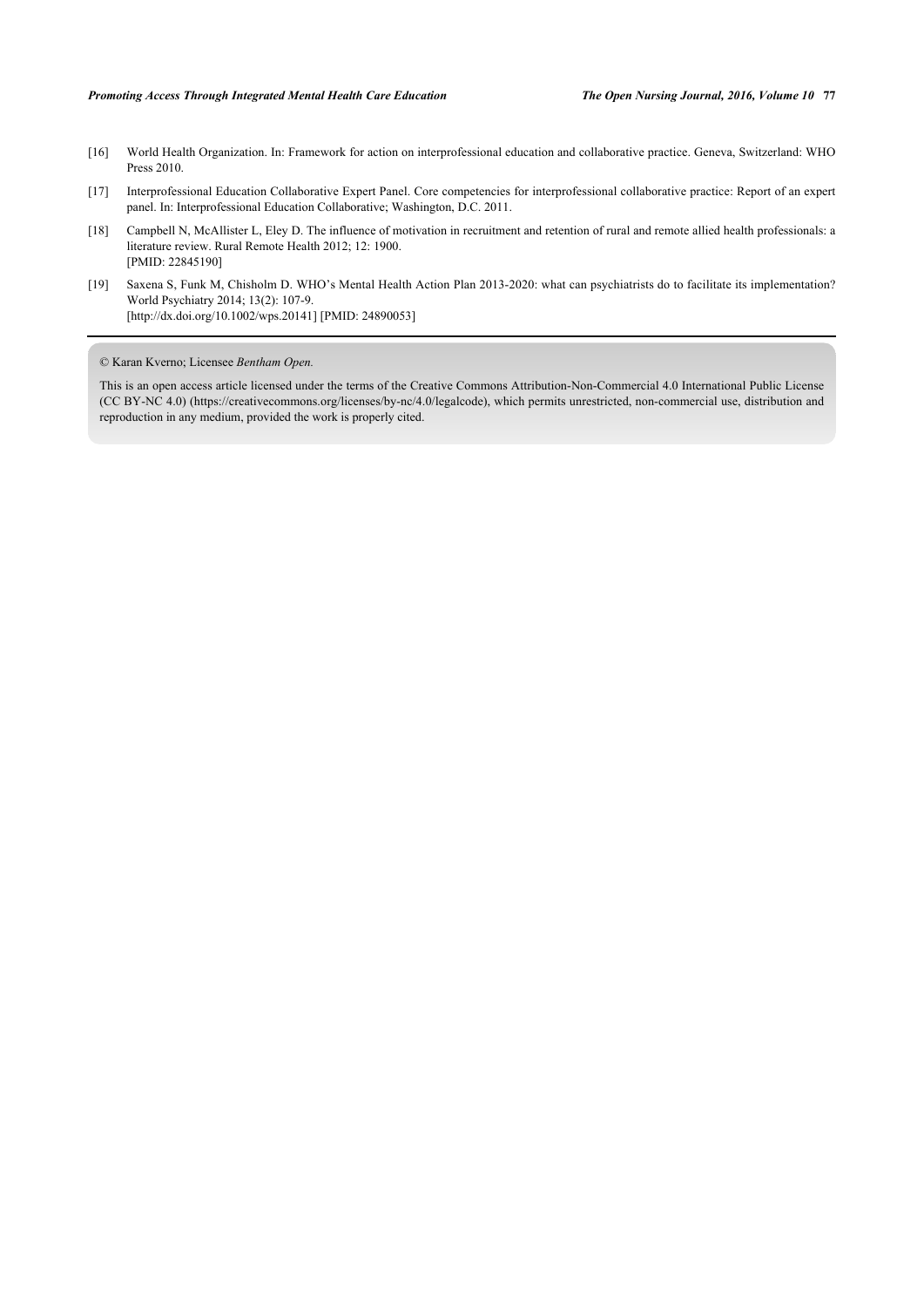[16] World Health Organization. In: Framework for action on interprofessional education and collaborative practice. Geneva, Switzerland: WHO Press 2010.

[17] Interprofessional Education Collaborative Expert Panel. Core competencies for interprofessional collaborative practice: Report of an expert panel. In: Interprofessional Education Collaborative; Washington, D.C. 2011.

[18] Campbell N, McAllister L, Eley D. The influence of motivation in recruitment and retention of rural and remote allied health professionals: a literature review. Rural Remote Health 2012; 12: 1900.
[PMID: 22845190]

[19] Saxena S, Funk M, Chisholm D. WHO's Mental Health Action Plan 2013-2020: what can psychiatrists do to facilitate its implementation? World Psychiatry 2014; 13(2): 107-9.
[http://dx.doi.org/10.1002/wps.20141] [PMID: 24890053]

---

© Karan Kverno; Licensee *Bentham Open.*

This is an open access article licensed under the terms of the Creative Commons Attribution-Non-Commercial 4.0 International Public License (CC BY-NC 4.0) (https://creativecommons.org/licenses/by-nc/4.0/legalcode), which permits unrestricted, non-commercial use, distribution and reproduction in any medium, provided the work is properly cited.